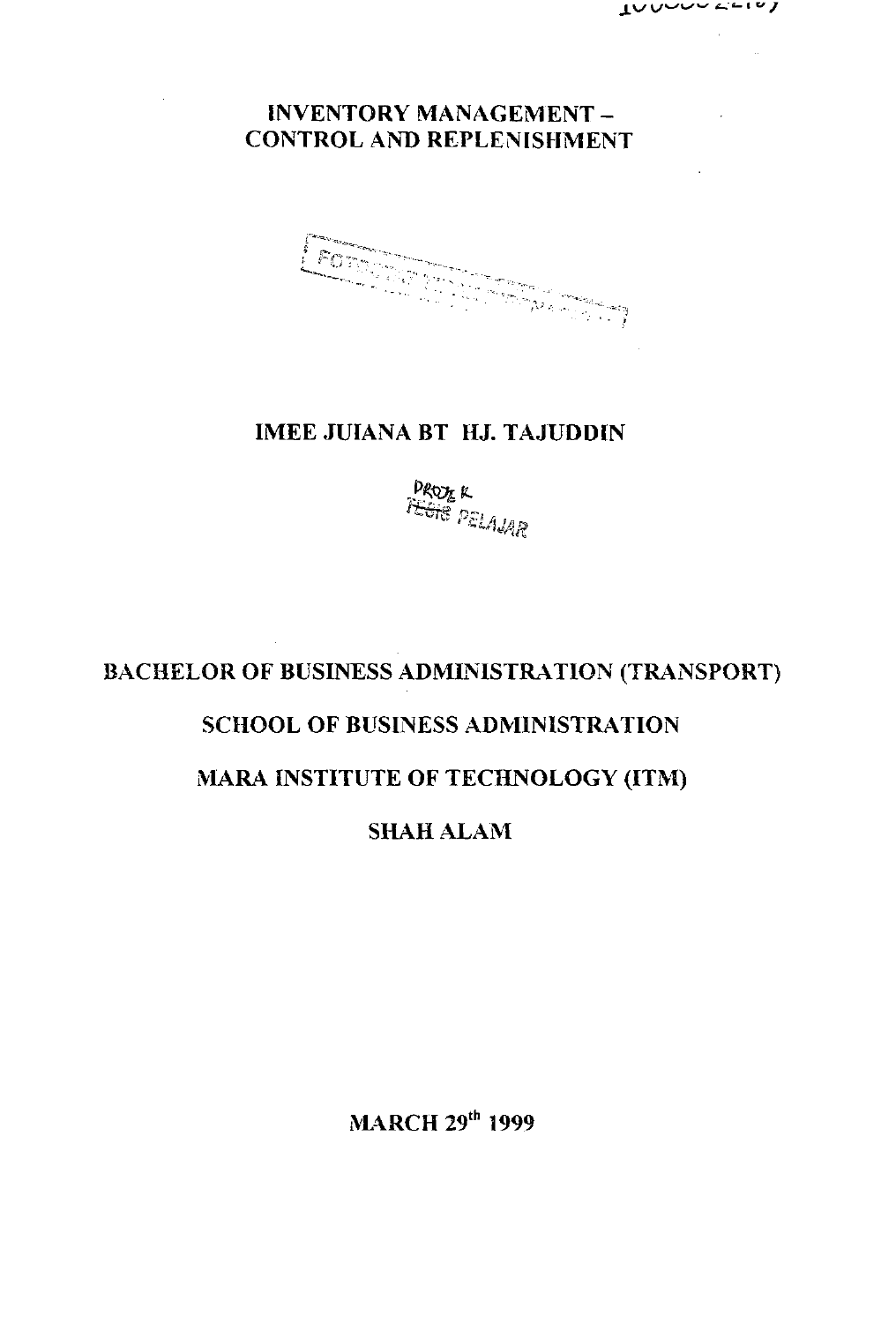# INVENTORY MANAGEMENT – CONTROL AND REPLENISHMENT

IMEE JUIANA BT HJ. TAJUDDIN

PROJEK PELAJAR

BACHELOR OF BUSINESS ADMINISTRATION (TRANSPORT)

SCHOOL OF BUSINESS ADMINISTRATION

MARA INSTITUTE OF TECHNOLOGY (ITM)

SHAH ALAM

MARCH 29th 1999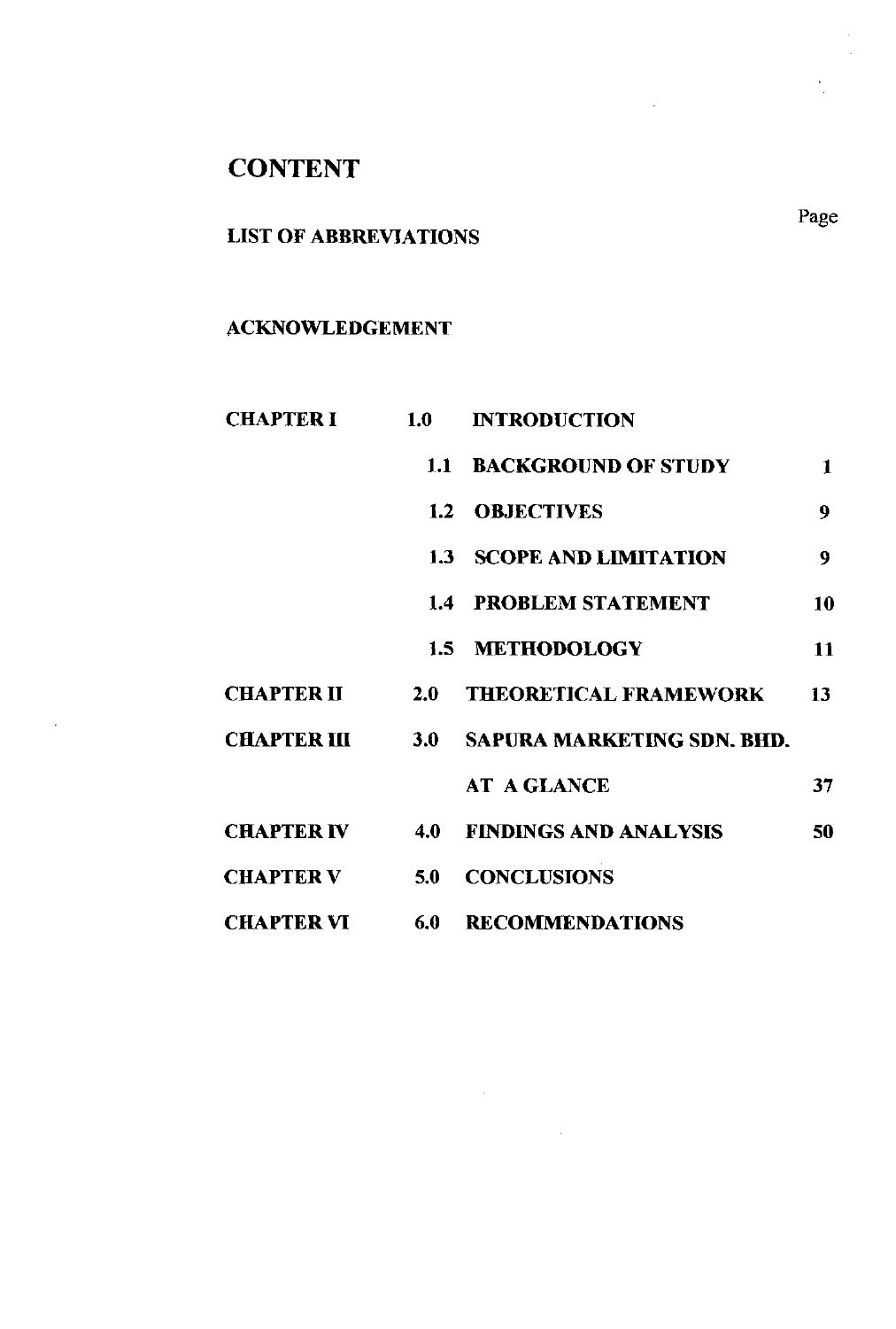# CONTENT

| | | | Page |
|---|---|---|---|
| **LIST OF ABBREVIATIONS** | | | |
| **ACKNOWLEDGEMENT** | | | |
| **CHAPTER I** | **1.0** | **INTRODUCTION** | |
| | **1.1** | **BACKGROUND OF STUDY** | **1** |
| | **1.2** | **OBJECTIVES** | **9** |
| | **1.3** | **SCOPE AND LIMITATION** | **9** |
| | **1.4** | **PROBLEM STATEMENT** | **10** |
| | **1.5** | **METHODOLOGY** | **11** |
| **CHAPTER II** | **2.0** | **THEORETICAL FRAMEWORK** | **13** |
| **CHAPTER III** | **3.0** | **SAPURA MARKETING SDN. BHD. AT A GLANCE** | **37** |
| **CHAPTER IV** | **4.0** | **FINDINGS AND ANALYSIS** | **50** |
| **CHAPTER V** | **5.0** | **CONCLUSIONS** | |
| **CHAPTER VI** | **6.0** | **RECOMMENDATIONS** | |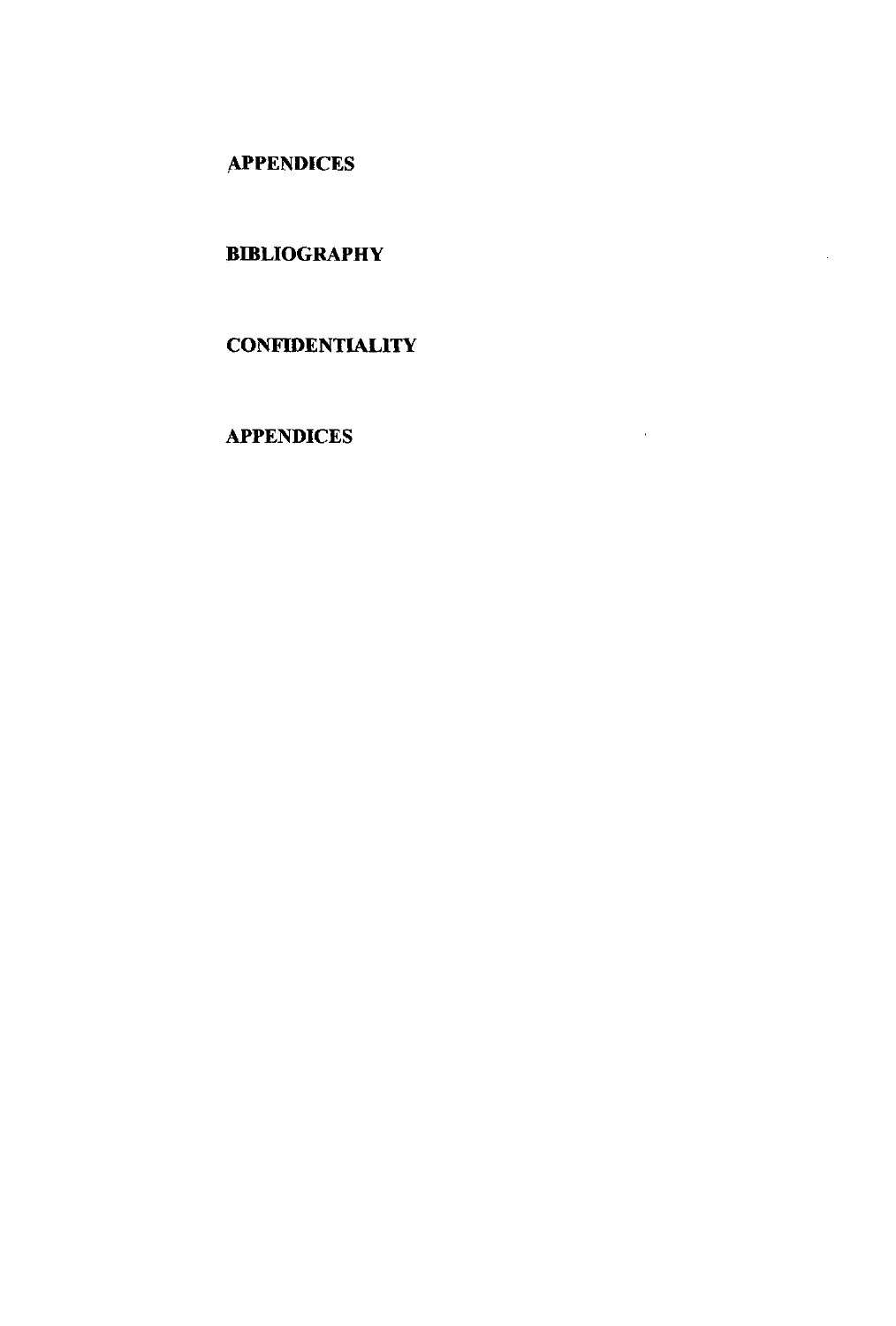**APPENDICES**

**BIBLIOGRAPHY**

**CONFIDENTIALITY**

**APPENDICES**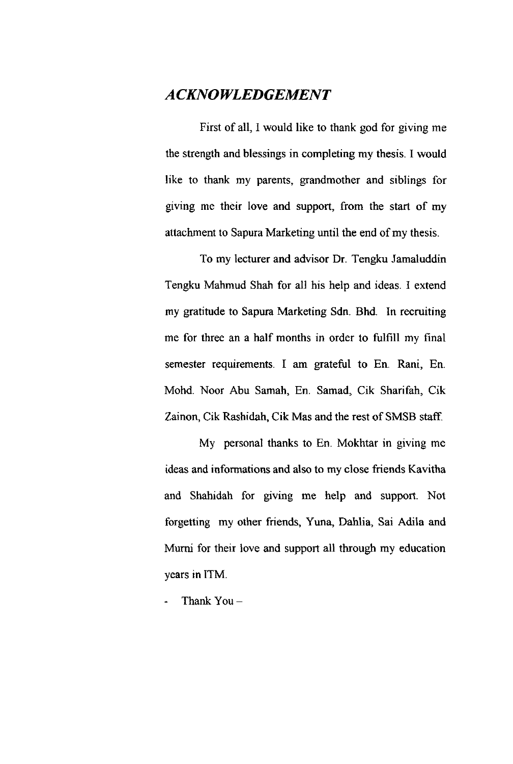# *ACKNOWLEDGEMENT*

First of all, I would like to thank god for giving me the strength and blessings in completing my thesis. I would like to thank my parents, grandmother and siblings for giving me their love and support, from the start of my attachment to Sapura Marketing until the end of my thesis.

To my lecturer and advisor Dr. Tengku Jamaluddin Tengku Mahmud Shah for all his help and ideas. I extend my gratitude to Sapura Marketing Sdn. Bhd. In recruiting me for three an a half months in order to fulfill my final semester requirements. I am grateful to En. Rani, En. Mohd. Noor Abu Samah, En. Samad, Cik Sharifah, Cik Zainon, Cik Rashidah, Cik Mas and the rest of SMSB staff.

My personal thanks to En. Mokhtar in giving me ideas and informations and also to my close friends Kavitha and Shahidah for giving me help and support. Not forgetting my other friends, Yuna, Dahlia, Sai Adila and Murni for their love and support all through my education years in ITM.

\- Thank You –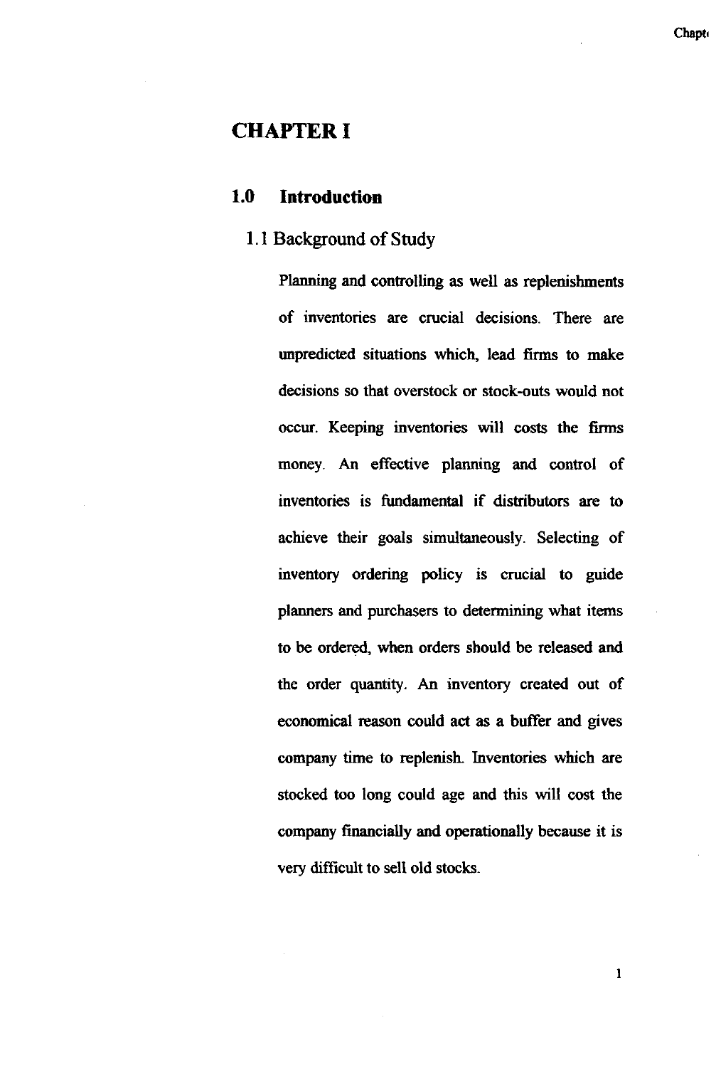# CHAPTER I

## 1.0 Introduction

### 1.1 Background of Study

Planning and controlling as well as replenishments of inventories are crucial decisions. There are unpredicted situations which, lead firms to make decisions so that overstock or stock-outs would not occur. Keeping inventories will costs the firms money. An effective planning and control of inventories is fundamental if distributors are to achieve their goals simultaneously. Selecting of inventory ordering policy is crucial to guide planners and purchasers to determining what items to be ordered, when orders should be released and the order quantity. An inventory created out of economical reason could act as a buffer and gives company time to replenish. Inventories which are stocked too long could age and this will cost the company financially and operationally because it is very difficult to sell old stocks.